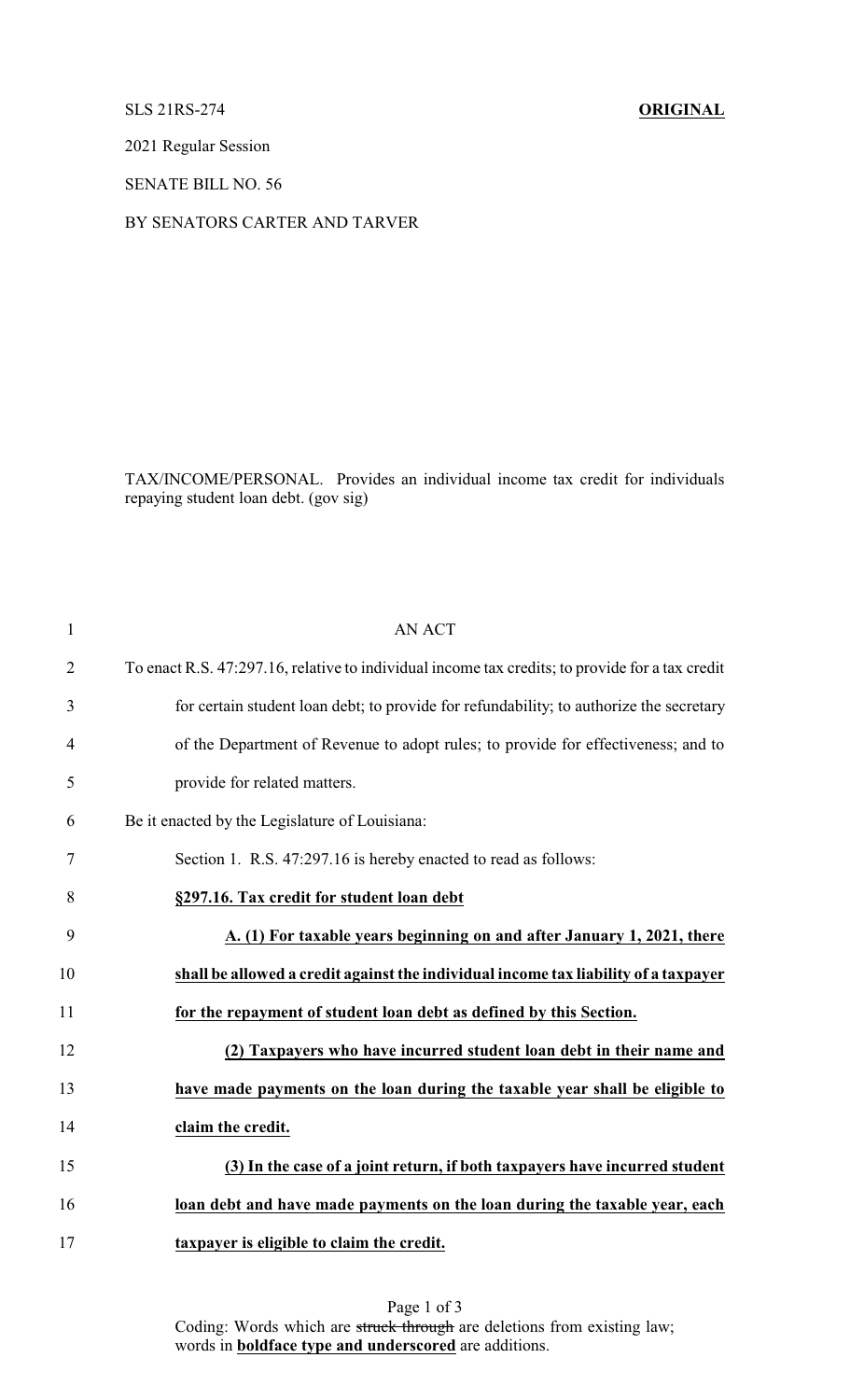SLS 21RS-274 **ORIGINAL**

2021 Regular Session

SENATE BILL NO. 56

BY SENATORS CARTER AND TARVER

TAX/INCOME/PERSONAL. Provides an individual income tax credit for individuals repaying student loan debt. (gov sig)

AN ACT

To enact R.S. 47:297.16, relative to individual income tax credits; to provide for a tax credit for certain student loan debt; to provide for refundability; to authorize the secretary of the Department of Revenue to adopt rules; to provide for effectiveness; and to provide for related matters.

Be it enacted by the Legislature of Louisiana:

Section 1. R.S. 47:297.16 is hereby enacted to read as follows:

**§297.16. Tax credit for student loan debt**

**A. (1) For taxable years beginning on and after January 1, 2021, there shall be allowed a credit against the individual income tax liability of a taxpayer for the repayment of student loan debt as defined by this Section.**

**(2) Taxpayers who have incurred student loan debt in their name and have made payments on the loan during the taxable year shall be eligible to claim the credit.**

**(3) In the case of a joint return, if both taxpayers have incurred student loan debt and have made payments on the loan during the taxable year, each taxpayer is eligible to claim the credit.**

Coding: Words which are ~~struck through~~ are deletions from existing law; words in **boldface type and underscored** are additions.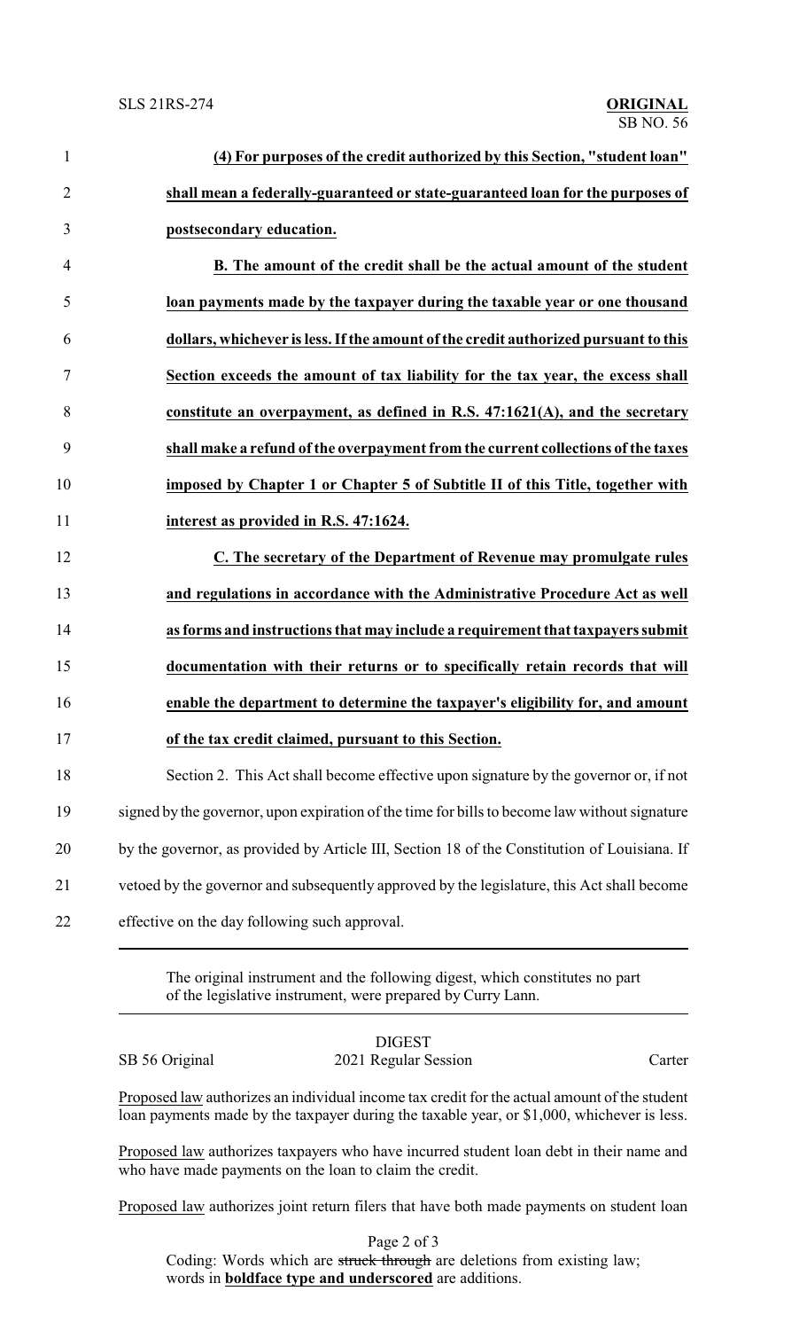**(4) For purposes of the credit authorized by this Section, "student loan" shall mean a federally-guaranteed or state-guaranteed loan for the purposes of postsecondary education.**

**B. The amount of the credit shall be the actual amount of the student loan payments made by the taxpayer during the taxable year or one thousand dollars, whichever is less. If the amount of the credit authorized pursuant to this Section exceeds the amount of tax liability for the tax year, the excess shall constitute an overpayment, as defined in R.S. 47:1621(A), and the secretary shall make a refund of the overpayment from the current collections of the taxes imposed by Chapter 1 or Chapter 5 of Subtitle II of this Title, together with interest as provided in R.S. 47:1624.**

**C. The secretary of the Department of Revenue may promulgate rules and regulations in accordance with the Administrative Procedure Act as well as forms and instructions that may include a requirement that taxpayers submit documentation with their returns or to specifically retain records that will enable the department to determine the taxpayer's eligibility for, and amount of the tax credit claimed, pursuant to this Section.**

Section 2. This Act shall become effective upon signature by the governor or, if not signed by the governor, upon expiration of the time for bills to become law without signature by the governor, as provided by Article III, Section 18 of the Constitution of Louisiana. If vetoed by the governor and subsequently approved by the legislature, this Act shall become effective on the day following such approval.

---

The original instrument and the following digest, which constitutes no part of the legislative instrument, were prepared by Curry Lann.

DIGEST

SB 56 Original — 2021 Regular Session — Carter

Proposed law authorizes an individual income tax credit for the actual amount of the student loan payments made by the taxpayer during the taxable year, or $1,000, whichever is less.

Proposed law authorizes taxpayers who have incurred student loan debt in their name and who have made payments on the loan to claim the credit.

Proposed law authorizes joint return filers that have both made payments on student loan

Coding: Words which are ~~struck through~~ are deletions from existing law; words in **boldface type and underscored** are additions.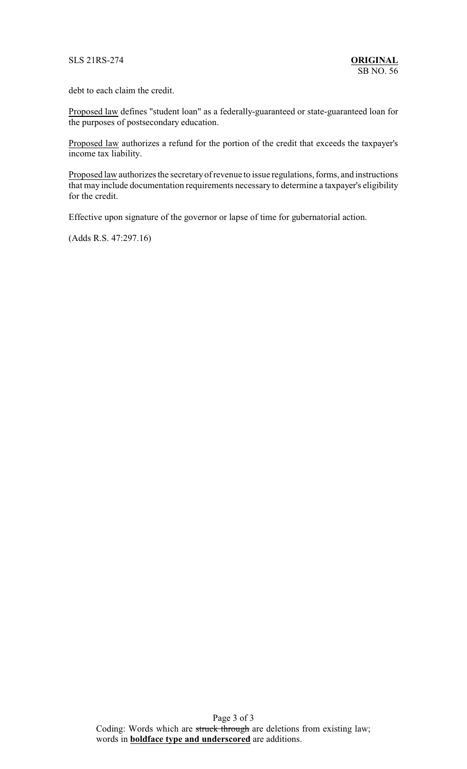debt to each claim the credit.

Proposed law defines "student loan" as a federally-guaranteed or state-guaranteed loan for the purposes of postsecondary education.

Proposed law authorizes a refund for the portion of the credit that exceeds the taxpayer's income tax liability.

Proposed law authorizes the secretary of revenue to issue regulations, forms, and instructions that may include documentation requirements necessary to determine a taxpayer's eligibility for the credit.

Effective upon signature of the governor or lapse of time for gubernatorial action.

(Adds R.S. 47:297.16)

Coding: Words which are ~~struck through~~ are deletions from existing law; words in **boldface type and underscored** are additions.